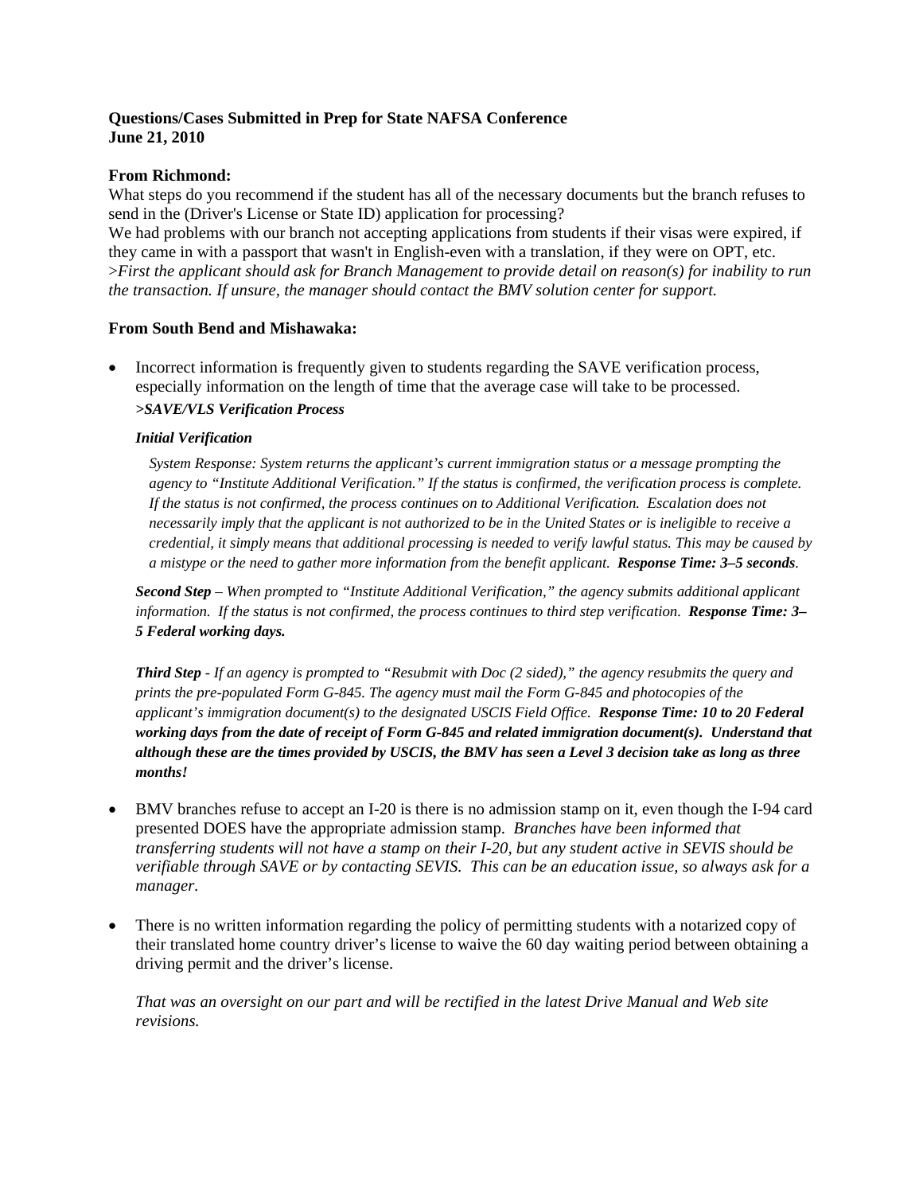**Questions/Cases Submitted in Prep for State NAFSA Conference**
**June 21, 2010**

**From Richmond:**
What steps do you recommend if the student has all of the necessary documents but the branch refuses to send in the (Driver's License or State ID) application for processing?
We had problems with our branch not accepting applications from students if their visas were expired, if they came in with a passport that wasn't in English-even with a translation, if they were on OPT, etc.
>*First the applicant should ask for Branch Management to provide detail on reason(s) for inability to run the transaction. If unsure, the manager should contact the BMV solution center for support.*

**From South Bend and Mishawaka:**

- Incorrect information is frequently given to students regarding the SAVE verification process, especially information on the length of time that the average case will take to be processed.
  ***>SAVE/VLS Verification Process***

  ***Initial Verification***

  *System Response: System returns the applicant's current immigration status or a message prompting the agency to "Institute Additional Verification." If the status is confirmed, the verification process is complete. If the status is not confirmed, the process continues on to Additional Verification. Escalation does not necessarily imply that the applicant is not authorized to be in the United States or is ineligible to receive a credential, it simply means that additional processing is needed to verify lawful status. This may be caused by a mistype or the need to gather more information from the benefit applicant.* ***Response Time: 3–5 seconds****.*

  ***Second Step*** *– When prompted to "Institute Additional Verification," the agency submits additional applicant information. If the status is not confirmed, the process continues to third step verification.* ***Response Time: 3–5 Federal working days.***

  ***Third Step*** *- If an agency is prompted to "Resubmit with Doc (2 sided)," the agency resubmits the query and prints the pre-populated Form G-845. The agency must mail the Form G-845 and photocopies of the applicant's immigration document(s) to the designated USCIS Field Office.* ***Response Time: 10 to 20 Federal working days from the date of receipt of Form G-845 and related immigration document(s). Understand that although these are the times provided by USCIS, the BMV has seen a Level 3 decision take as long as three months!***

- BMV branches refuse to accept an I-20 is there is no admission stamp on it, even though the I-94 card presented DOES have the appropriate admission stamp. *Branches have been informed that transferring students will not have a stamp on their I-20, but any student active in SEVIS should be verifiable through SAVE or by contacting SEVIS. This can be an education issue, so always ask for a manager.*

- There is no written information regarding the policy of permitting students with a notarized copy of their translated home country driver's license to waive the 60 day waiting period between obtaining a driving permit and the driver's license.

  *That was an oversight on our part and will be rectified in the latest Drive Manual and Web site revisions.*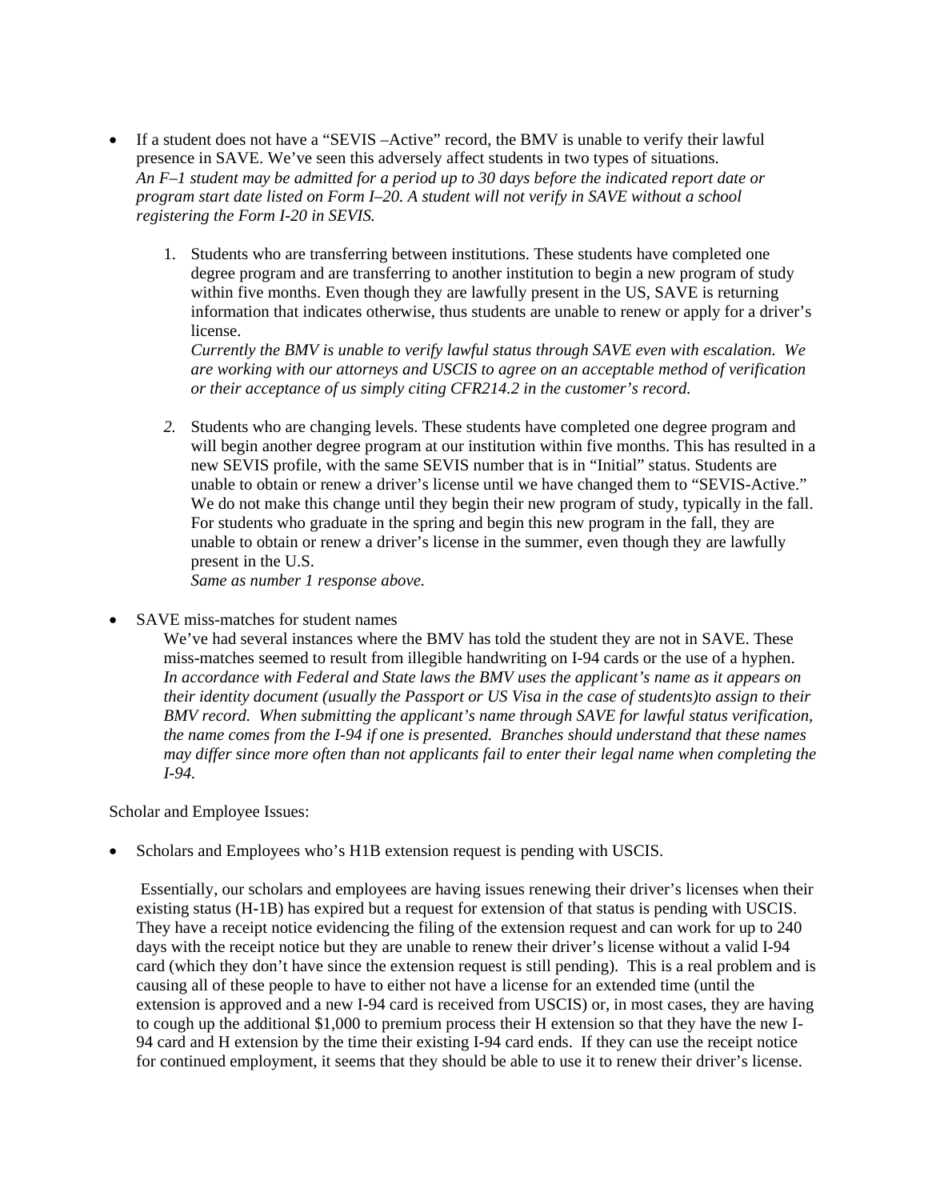- If a student does not have a "SEVIS –Active" record, the BMV is unable to verify their lawful presence in SAVE. We've seen this adversely affect students in two types of situations.
  *An F–1 student may be admitted for a period up to 30 days before the indicated report date or program start date listed on Form I–20. A student will not verify in SAVE without a school registering the Form I-20 in SEVIS.*

  1. Students who are transferring between institutions. These students have completed one degree program and are transferring to another institution to begin a new program of study within five months. Even though they are lawfully present in the US, SAVE is returning information that indicates otherwise, thus students are unable to renew or apply for a driver's license.
     *Currently the BMV is unable to verify lawful status through SAVE even with escalation. We are working with our attorneys and USCIS to agree on an acceptable method of verification or their acceptance of us simply citing CFR214.2 in the customer's record.*

  2. Students who are changing levels. These students have completed one degree program and will begin another degree program at our institution within five months. This has resulted in a new SEVIS profile, with the same SEVIS number that is in "Initial" status. Students are unable to obtain or renew a driver's license until we have changed them to "SEVIS-Active." We do not make this change until they begin their new program of study, typically in the fall. For students who graduate in the spring and begin this new program in the fall, they are unable to obtain or renew a driver's license in the summer, even though they are lawfully present in the U.S.
     *Same as number 1 response above.*

- SAVE miss-matches for student names
  We've had several instances where the BMV has told the student they are not in SAVE. These miss-matches seemed to result from illegible handwriting on I-94 cards or the use of a hyphen.
  *In accordance with Federal and State laws the BMV uses the applicant's name as it appears on their identity document (usually the Passport or US Visa in the case of students)to assign to their BMV record. When submitting the applicant's name through SAVE for lawful status verification, the name comes from the I-94 if one is presented. Branches should understand that these names may differ since more often than not applicants fail to enter their legal name when completing the I-94.*

Scholar and Employee Issues:

- Scholars and Employees who's H1B extension request is pending with USCIS.

  Essentially, our scholars and employees are having issues renewing their driver's licenses when their existing status (H-1B) has expired but a request for extension of that status is pending with USCIS. They have a receipt notice evidencing the filing of the extension request and can work for up to 240 days with the receipt notice but they are unable to renew their driver's license without a valid I-94 card (which they don't have since the extension request is still pending). This is a real problem and is causing all of these people to have to either not have a license for an extended time (until the extension is approved and a new I-94 card is received from USCIS) or, in most cases, they are having to cough up the additional $1,000 to premium process their H extension so that they have the new I-94 card and H extension by the time their existing I-94 card ends. If they can use the receipt notice for continued employment, it seems that they should be able to use it to renew their driver's license.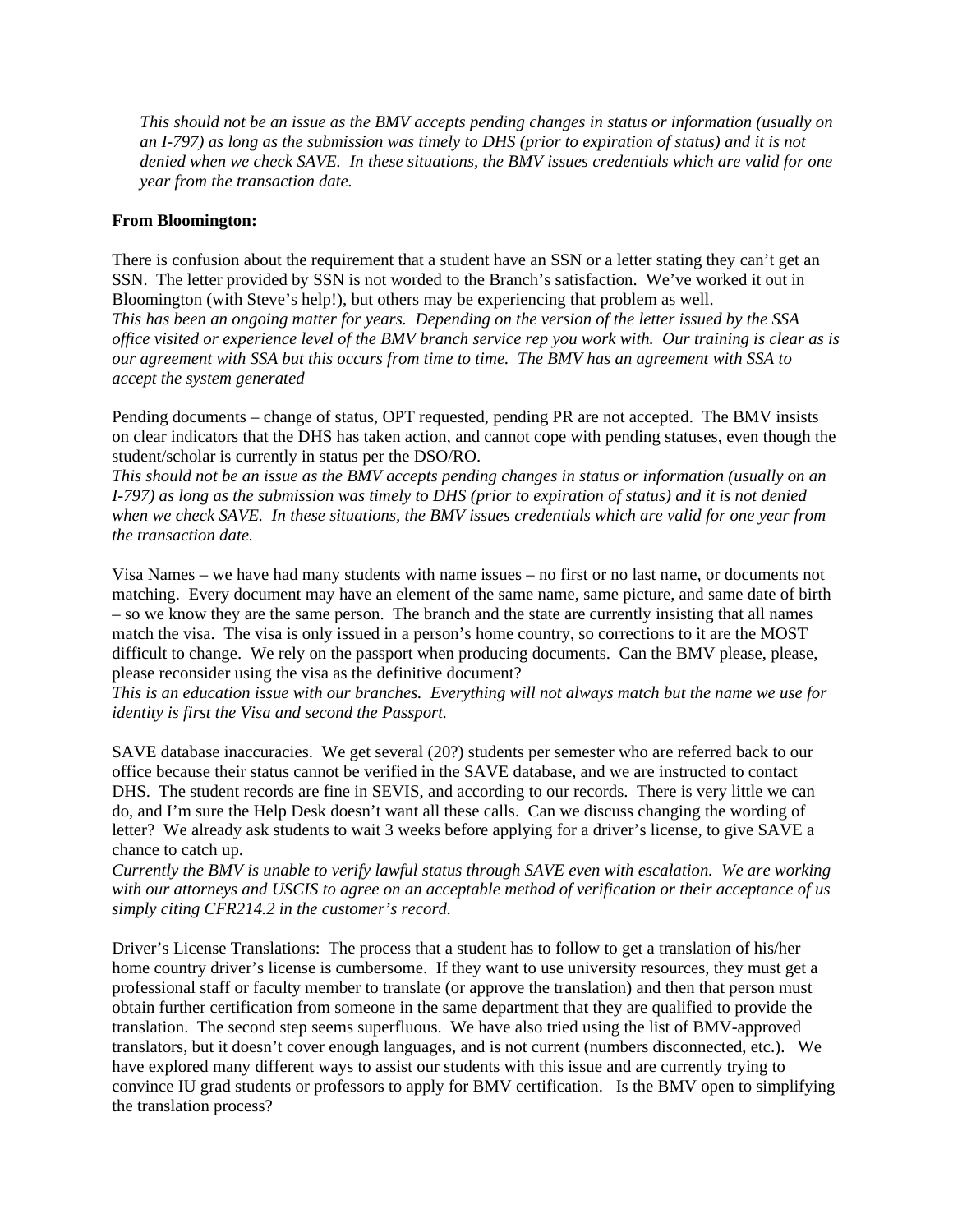*This should not be an issue as the BMV accepts pending changes in status or information (usually on an I-797) as long as the submission was timely to DHS (prior to expiration of status) and it is not denied when we check SAVE. In these situations, the BMV issues credentials which are valid for one year from the transaction date.*

**From Bloomington:**

There is confusion about the requirement that a student have an SSN or a letter stating they can't get an SSN. The letter provided by SSN is not worded to the Branch's satisfaction. We've worked it out in Bloomington (with Steve's help!), but others may be experiencing that problem as well.
*This has been an ongoing matter for years. Depending on the version of the letter issued by the SSA office visited or experience level of the BMV branch service rep you work with. Our training is clear as is our agreement with SSA but this occurs from time to time. The BMV has an agreement with SSA to accept the system generated*

Pending documents – change of status, OPT requested, pending PR are not accepted. The BMV insists on clear indicators that the DHS has taken action, and cannot cope with pending statuses, even though the student/scholar is currently in status per the DSO/RO.
*This should not be an issue as the BMV accepts pending changes in status or information (usually on an I-797) as long as the submission was timely to DHS (prior to expiration of status) and it is not denied when we check SAVE. In these situations, the BMV issues credentials which are valid for one year from the transaction date.*

Visa Names – we have had many students with name issues – no first or no last name, or documents not matching. Every document may have an element of the same name, same picture, and same date of birth – so we know they are the same person. The branch and the state are currently insisting that all names match the visa. The visa is only issued in a person's home country, so corrections to it are the MOST difficult to change. We rely on the passport when producing documents. Can the BMV please, please, please reconsider using the visa as the definitive document?
*This is an education issue with our branches. Everything will not always match but the name we use for identity is first the Visa and second the Passport.*

SAVE database inaccuracies. We get several (20?) students per semester who are referred back to our office because their status cannot be verified in the SAVE database, and we are instructed to contact DHS. The student records are fine in SEVIS, and according to our records. There is very little we can do, and I'm sure the Help Desk doesn't want all these calls. Can we discuss changing the wording of letter? We already ask students to wait 3 weeks before applying for a driver's license, to give SAVE a chance to catch up.
*Currently the BMV is unable to verify lawful status through SAVE even with escalation. We are working with our attorneys and USCIS to agree on an acceptable method of verification or their acceptance of us simply citing CFR214.2 in the customer's record.*

Driver's License Translations: The process that a student has to follow to get a translation of his/her home country driver's license is cumbersome. If they want to use university resources, they must get a professional staff or faculty member to translate (or approve the translation) and then that person must obtain further certification from someone in the same department that they are qualified to provide the translation. The second step seems superfluous. We have also tried using the list of BMV-approved translators, but it doesn't cover enough languages, and is not current (numbers disconnected, etc.). We have explored many different ways to assist our students with this issue and are currently trying to convince IU grad students or professors to apply for BMV certification. Is the BMV open to simplifying the translation process?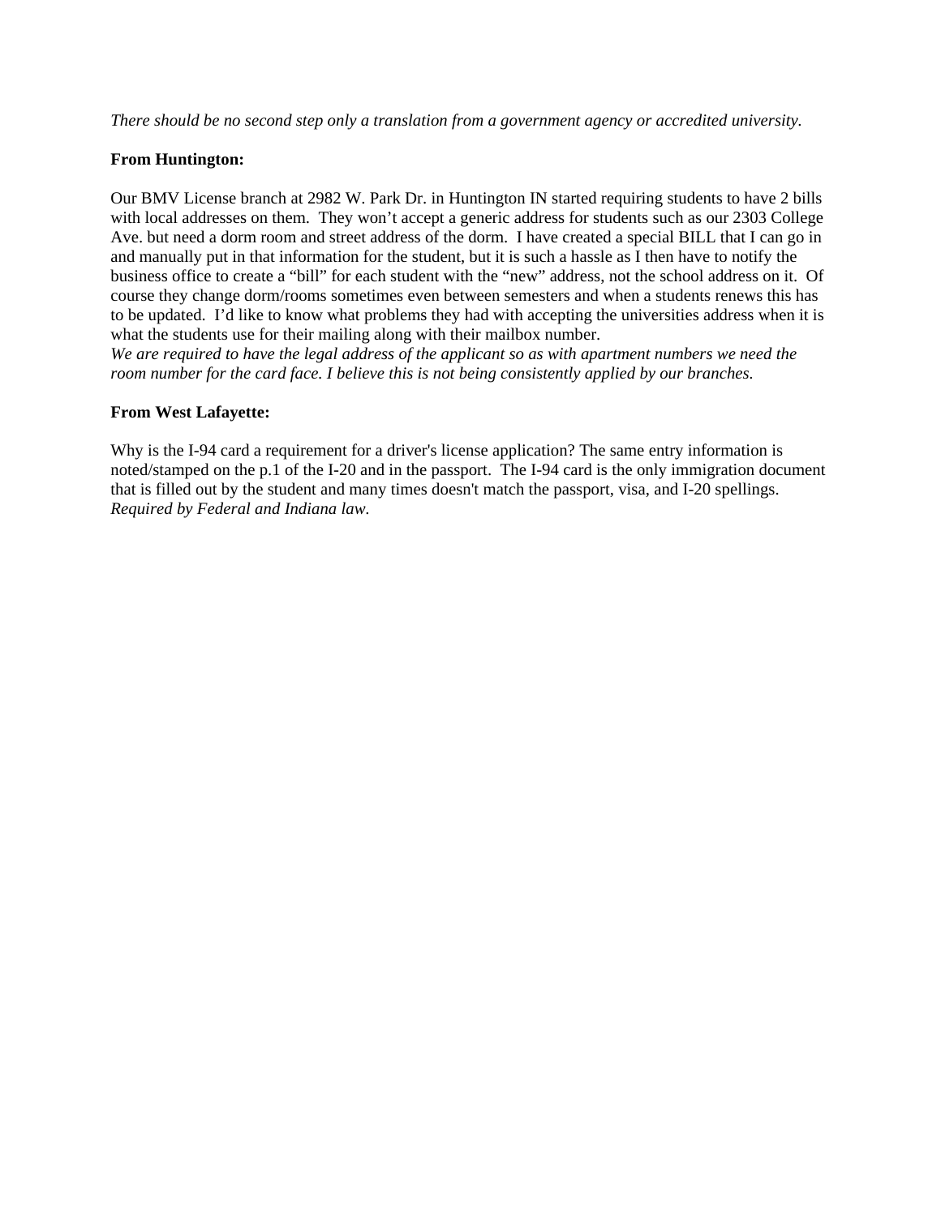*There should be no second step only a translation from a government agency or accredited university.*

**From Huntington:**

Our BMV License branch at 2982 W. Park Dr. in Huntington IN started requiring students to have 2 bills with local addresses on them. They won't accept a generic address for students such as our 2303 College Ave. but need a dorm room and street address of the dorm. I have created a special BILL that I can go in and manually put in that information for the student, but it is such a hassle as I then have to notify the business office to create a "bill" for each student with the "new" address, not the school address on it. Of course they change dorm/rooms sometimes even between semesters and when a students renews this has to be updated. I'd like to know what problems they had with accepting the universities address when it is what the students use for their mailing along with their mailbox number.
*We are required to have the legal address of the applicant so as with apartment numbers we need the room number for the card face. I believe this is not being consistently applied by our branches.*

**From West Lafayette:**

Why is the I-94 card a requirement for a driver's license application? The same entry information is noted/stamped on the p.1 of the I-20 and in the passport. The I-94 card is the only immigration document that is filled out by the student and many times doesn't match the passport, visa, and I-20 spellings.
*Required by Federal and Indiana law.*